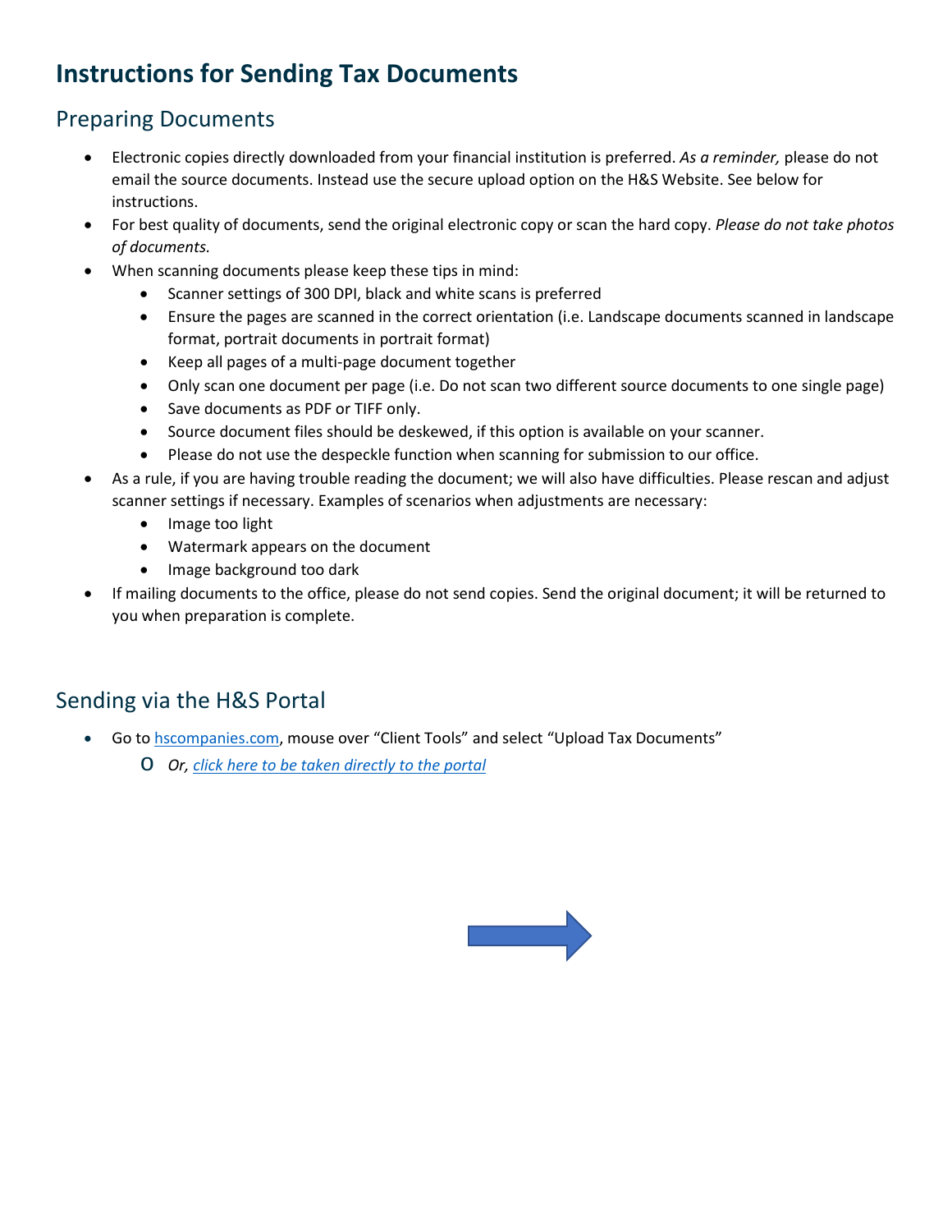# Instructions for Sending Tax Documents

## Preparing Documents

- Electronic copies directly downloaded from your financial institution is preferred. *As a reminder,* please do not email the source documents. Instead use the secure upload option on the H&S Website. See below for instructions.
- For best quality of documents, send the original electronic copy or scan the hard copy. *Please do not take photos of documents.*
- When scanning documents please keep these tips in mind:
  - Scanner settings of 300 DPI, black and white scans is preferred
  - Ensure the pages are scanned in the correct orientation (i.e. Landscape documents scanned in landscape format, portrait documents in portrait format)
  - Keep all pages of a multi-page document together
  - Only scan one document per page (i.e. Do not scan two different source documents to one single page)
  - Save documents as PDF or TIFF only.
  - Source document files should be deskewed, if this option is available on your scanner.
  - Please do not use the despeckle function when scanning for submission to our office.
- As a rule, if you are having trouble reading the document; we will also have difficulties. Please rescan and adjust scanner settings if necessary. Examples of scenarios when adjustments are necessary:
  - Image too light
  - Watermark appears on the document
  - Image background too dark
- If mailing documents to the office, please do not send copies. Send the original document; it will be returned to you when preparation is complete.

## Sending via the H&S Portal

- Go to hscompanies.com, mouse over "Client Tools" and select "Upload Tax Documents"
  - *Or, click here to be taken directly to the portal*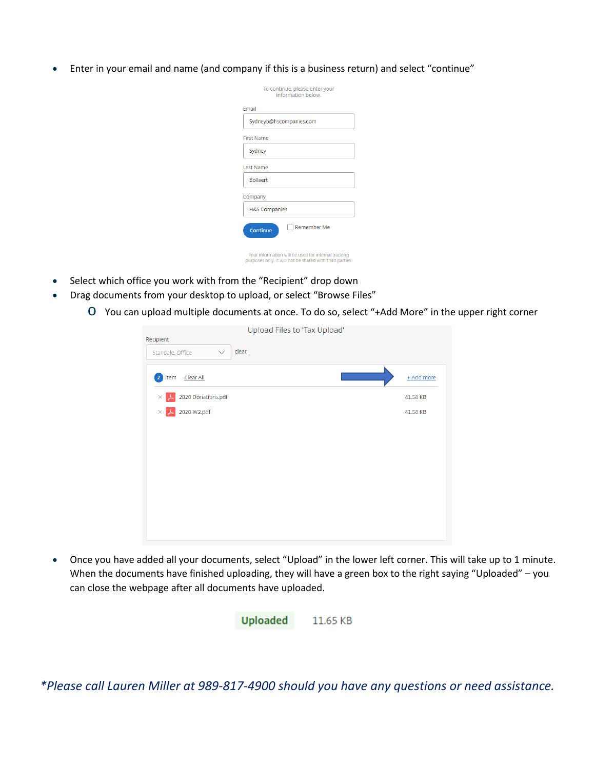- Enter in your email and name (and company if this is a business return) and select "continue"

To continue, please enter your information below.

Email
Sydneyb@hscompanies.com

First Name
Sydney

Last Name
Bollaert

Company
H&S Companies

Continue
Remember Me

Your information will be used for internal tracking purposes only. It will not be shared with third parties.

- Select which office you work with from the "Recipient" drop down
- Drag documents from your desktop to upload, or select "Browse Files"
  - You can upload multiple documents at once. To do so, select "+Add More" in the upper right corner

Upload Files to 'Tax Upload'

Recipient
Standale, Office
clear

2 item Clear All
+ Add more

2020 Donations.pdf 41.58 KB
2020 W2.pdf 41.58 KB

- Once you have added all your documents, select "Upload" in the lower left corner. This will take up to 1 minute. When the documents have finished uploading, they will have a green box to the right saying "Uploaded" – you can close the webpage after all documents have uploaded.

Uploaded 11.65 KB

*\*Please call Lauren Miller at 989-817-4900 should you have any questions or need assistance.*